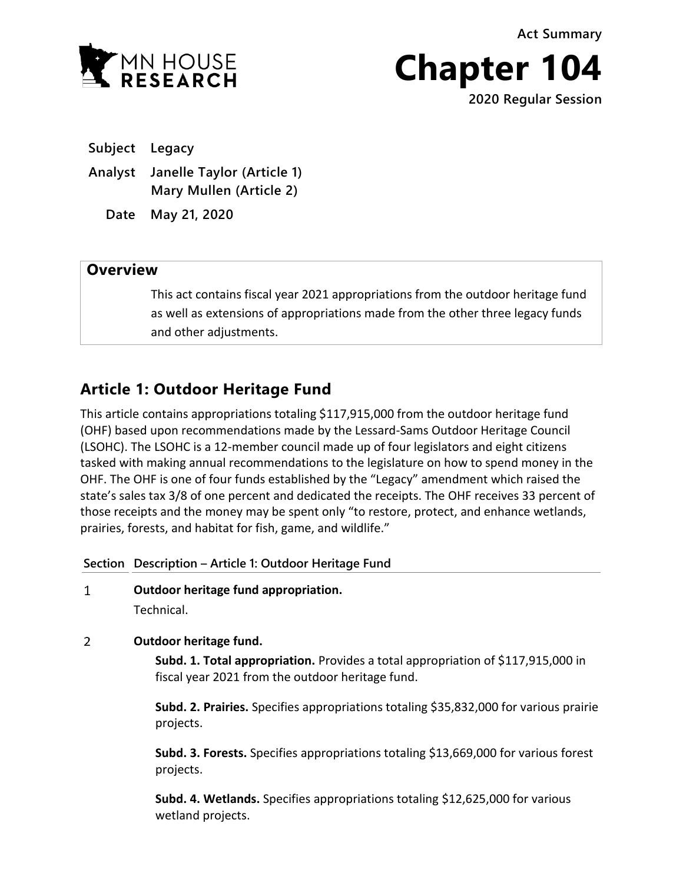MN HOUSE RESEARCH

**Act Summary**

# Chapter 104

**2020 Regular Session**

**Subject** Legacy

**Analyst** Janelle Taylor (Article 1)
Mary Mullen (Article 2)

**Date** May 21, 2020

## Overview

This act contains fiscal year 2021 appropriations from the outdoor heritage fund as well as extensions of appropriations made from the other three legacy funds and other adjustments.

## Article 1: Outdoor Heritage Fund

This article contains appropriations totaling $117,915,000 from the outdoor heritage fund (OHF) based upon recommendations made by the Lessard-Sams Outdoor Heritage Council (LSOHC). The LSOHC is a 12-member council made up of four legislators and eight citizens tasked with making annual recommendations to the legislature on how to spend money in the OHF. The OHF is one of four funds established by the "Legacy" amendment which raised the state's sales tax 3/8 of one percent and dedicated the receipts. The OHF receives 33 percent of those receipts and the money may be spent only "to restore, protect, and enhance wetlands, prairies, forests, and habitat for fish, game, and wildlife."

| Section | Description – Article 1: Outdoor Heritage Fund |
|---|---|
| 1 | **Outdoor heritage fund appropriation.** Technical. |
| 2 | **Outdoor heritage fund.** **Subd. 1. Total appropriation.** Provides a total appropriation of $117,915,000 in fiscal year 2021 from the outdoor heritage fund. **Subd. 2. Prairies.** Specifies appropriations totaling $35,832,000 for various prairie projects. **Subd. 3. Forests.** Specifies appropriations totaling $13,669,000 for various forest projects. **Subd. 4. Wetlands.** Specifies appropriations totaling $12,625,000 for various wetland projects. |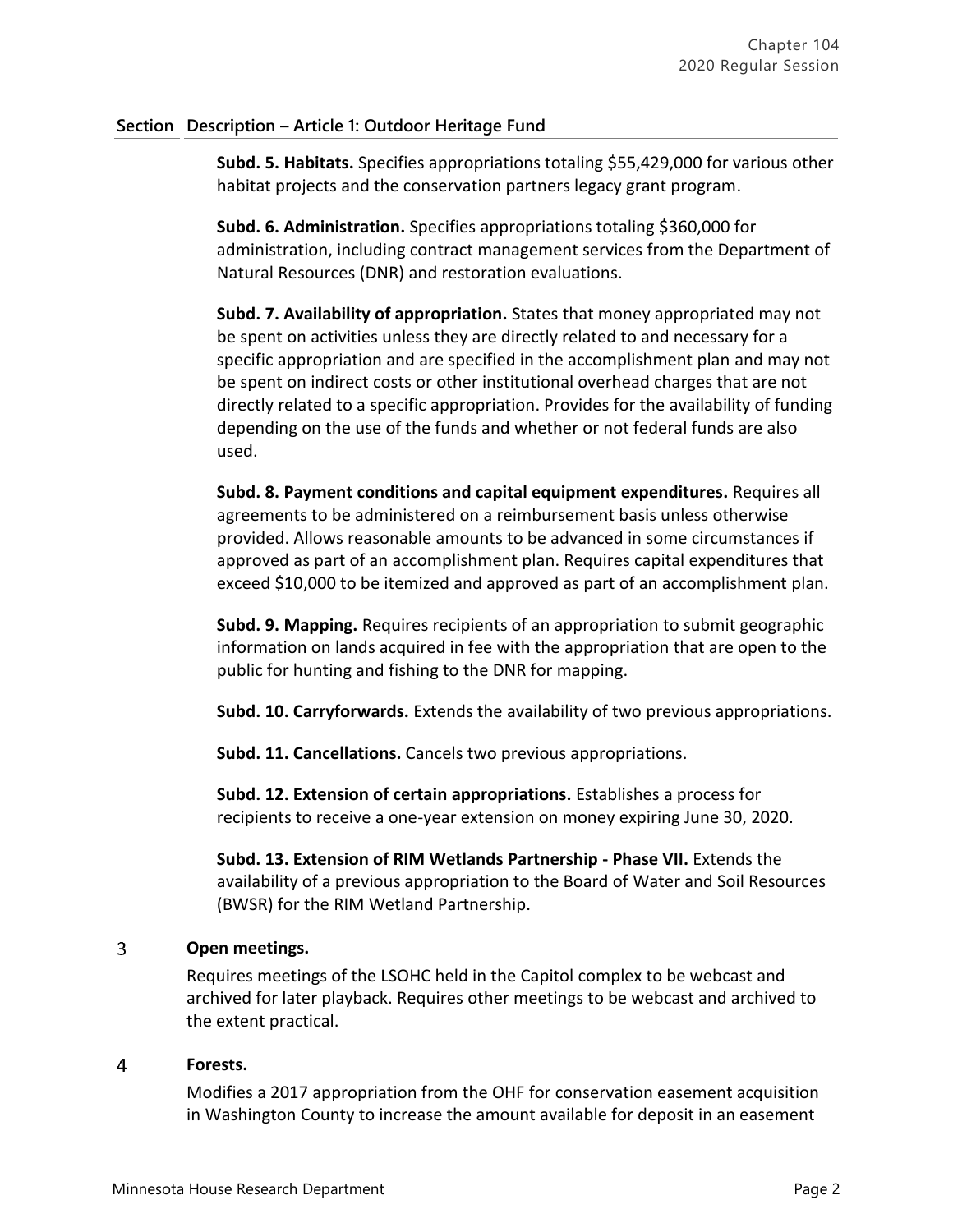| Section | Description – Article 1: Outdoor Heritage Fund |
|---|---|
| | **Subd. 5. Habitats.** Specifies appropriations totaling $55,429,000 for various other habitat projects and the conservation partners legacy grant program. |
| | **Subd. 6. Administration.** Specifies appropriations totaling $360,000 for administration, including contract management services from the Department of Natural Resources (DNR) and restoration evaluations. |
| | **Subd. 7. Availability of appropriation.** States that money appropriated may not be spent on activities unless they are directly related to and necessary for a specific appropriation and are specified in the accomplishment plan and may not be spent on indirect costs or other institutional overhead charges that are not directly related to a specific appropriation. Provides for the availability of funding depending on the use of the funds and whether or not federal funds are also used. |
| | **Subd. 8. Payment conditions and capital equipment expenditures.** Requires all agreements to be administered on a reimbursement basis unless otherwise provided. Allows reasonable amounts to be advanced in some circumstances if approved as part of an accomplishment plan. Requires capital expenditures that exceed $10,000 to be itemized and approved as part of an accomplishment plan. |
| | **Subd. 9. Mapping.** Requires recipients of an appropriation to submit geographic information on lands acquired in fee with the appropriation that are open to the public for hunting and fishing to the DNR for mapping. |
| | **Subd. 10. Carryforwards.** Extends the availability of two previous appropriations. |
| | **Subd. 11. Cancellations.** Cancels two previous appropriations. |
| | **Subd. 12. Extension of certain appropriations.** Establishes a process for recipients to receive a one-year extension on money expiring June 30, 2020. |
| | **Subd. 13. Extension of RIM Wetlands Partnership - Phase VII.** Extends the availability of a previous appropriation to the Board of Water and Soil Resources (BWSR) for the RIM Wetland Partnership. |
| 3 | **Open meetings.**<br>Requires meetings of the LSOHC held in the Capitol complex to be webcast and archived for later playback. Requires other meetings to be webcast and archived to the extent practical. |
| 4 | **Forests.**<br>Modifies a 2017 appropriation from the OHF for conservation easement acquisition in Washington County to increase the amount available for deposit in an easement |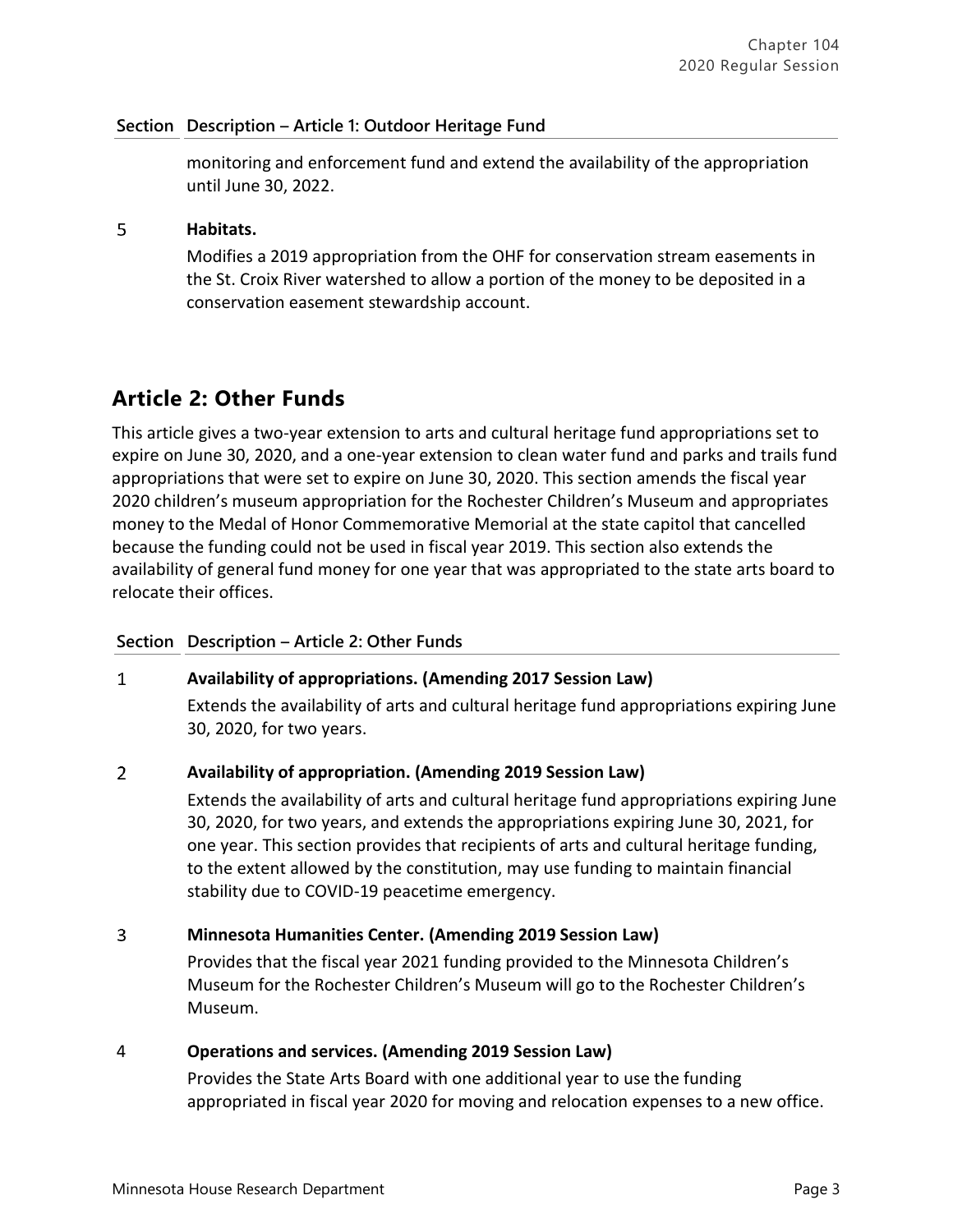| Section | Description – Article 1: Outdoor Heritage Fund |
|---|---|
| | monitoring and enforcement fund and extend the availability of the appropriation until June 30, 2022. |
| 5 | **Habitats.** Modifies a 2019 appropriation from the OHF for conservation stream easements in the St. Croix River watershed to allow a portion of the money to be deposited in a conservation easement stewardship account. |

## Article 2: Other Funds

This article gives a two-year extension to arts and cultural heritage fund appropriations set to expire on June 30, 2020, and a one-year extension to clean water fund and parks and trails fund appropriations that were set to expire on June 30, 2020. This section amends the fiscal year 2020 children's museum appropriation for the Rochester Children's Museum and appropriates money to the Medal of Honor Commemorative Memorial at the state capitol that cancelled because the funding could not be used in fiscal year 2019. This section also extends the availability of general fund money for one year that was appropriated to the state arts board to relocate their offices.

| Section | Description – Article 2: Other Funds |
|---|---|
| 1 | **Availability of appropriations. (Amending 2017 Session Law)** Extends the availability of arts and cultural heritage fund appropriations expiring June 30, 2020, for two years. |
| 2 | **Availability of appropriation. (Amending 2019 Session Law)** Extends the availability of arts and cultural heritage fund appropriations expiring June 30, 2020, for two years, and extends the appropriations expiring June 30, 2021, for one year. This section provides that recipients of arts and cultural heritage funding, to the extent allowed by the constitution, may use funding to maintain financial stability due to COVID-19 peacetime emergency. |
| 3 | **Minnesota Humanities Center. (Amending 2019 Session Law)** Provides that the fiscal year 2021 funding provided to the Minnesota Children's Museum for the Rochester Children's Museum will go to the Rochester Children's Museum. |
| 4 | **Operations and services. (Amending 2019 Session Law)** Provides the State Arts Board with one additional year to use the funding appropriated in fiscal year 2020 for moving and relocation expenses to a new office. |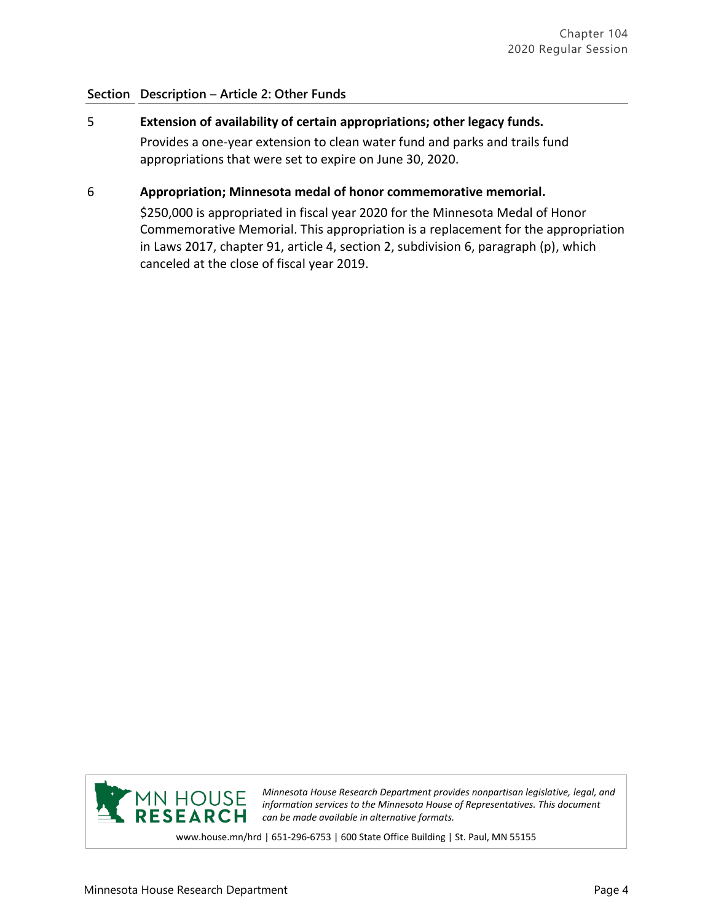| Section | Description – Article 2: Other Funds |
|---|---|
| 5 | **Extension of availability of certain appropriations; other legacy funds.** Provides a one-year extension to clean water fund and parks and trails fund appropriations that were set to expire on June 30, 2020. |
| 6 | **Appropriation; Minnesota medal of honor commemorative memorial.** $250,000 is appropriated in fiscal year 2020 for the Minnesota Medal of Honor Commemorative Memorial. This appropriation is a replacement for the appropriation in Laws 2017, chapter 91, article 4, section 2, subdivision 6, paragraph (p), which canceled at the close of fiscal year 2019. |

MN HOUSE RESEARCH

*Minnesota House Research Department provides nonpartisan legislative, legal, and information services to the Minnesota House of Representatives. This document can be made available in alternative formats.*

www.house.mn/hrd | 651-296-6753 | 600 State Office Building | St. Paul, MN 55155